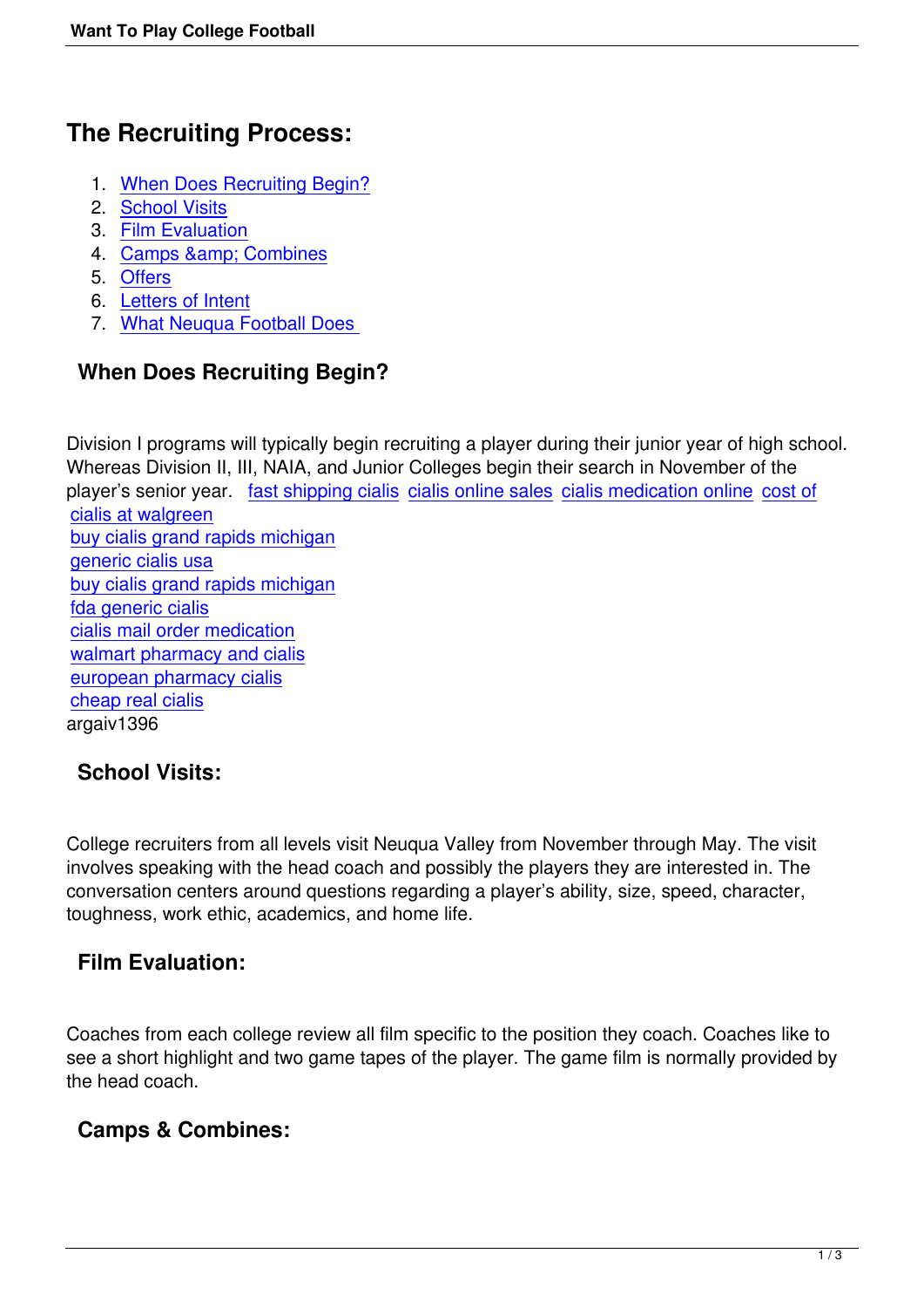# The Recruiting Process:

1. When Does Recruiting Begin?
2. School Visits
3. Film Evaluation
4. Camps &amp; Combines
5. Offers
6. Letters of Intent
7. What Neuqua Football Does

## When Does Recruiting Begin?

Division I programs will typically begin recruiting a player during their junior year of high school. Whereas Division II, III, NAIA, and Junior Colleges begin their search in November of the player's senior year. fast shipping cialis cialis online sales cialis medication online cost of cialis at walgreen
buy cialis grand rapids michigan
generic cialis usa
buy cialis grand rapids michigan
fda generic cialis
cialis mail order medication
walmart pharmacy and cialis
european pharmacy cialis
cheap real cialis
argaiv1396

## School Visits:

College recruiters from all levels visit Neuqua Valley from November through May. The visit involves speaking with the head coach and possibly the players they are interested in. The conversation centers around questions regarding a player's ability, size, speed, character, toughness, work ethic, academics, and home life.

## Film Evaluation:

Coaches from each college review all film specific to the position they coach. Coaches like to see a short highlight and two game tapes of the player. The game film is normally provided by the head coach.

## Camps & Combines: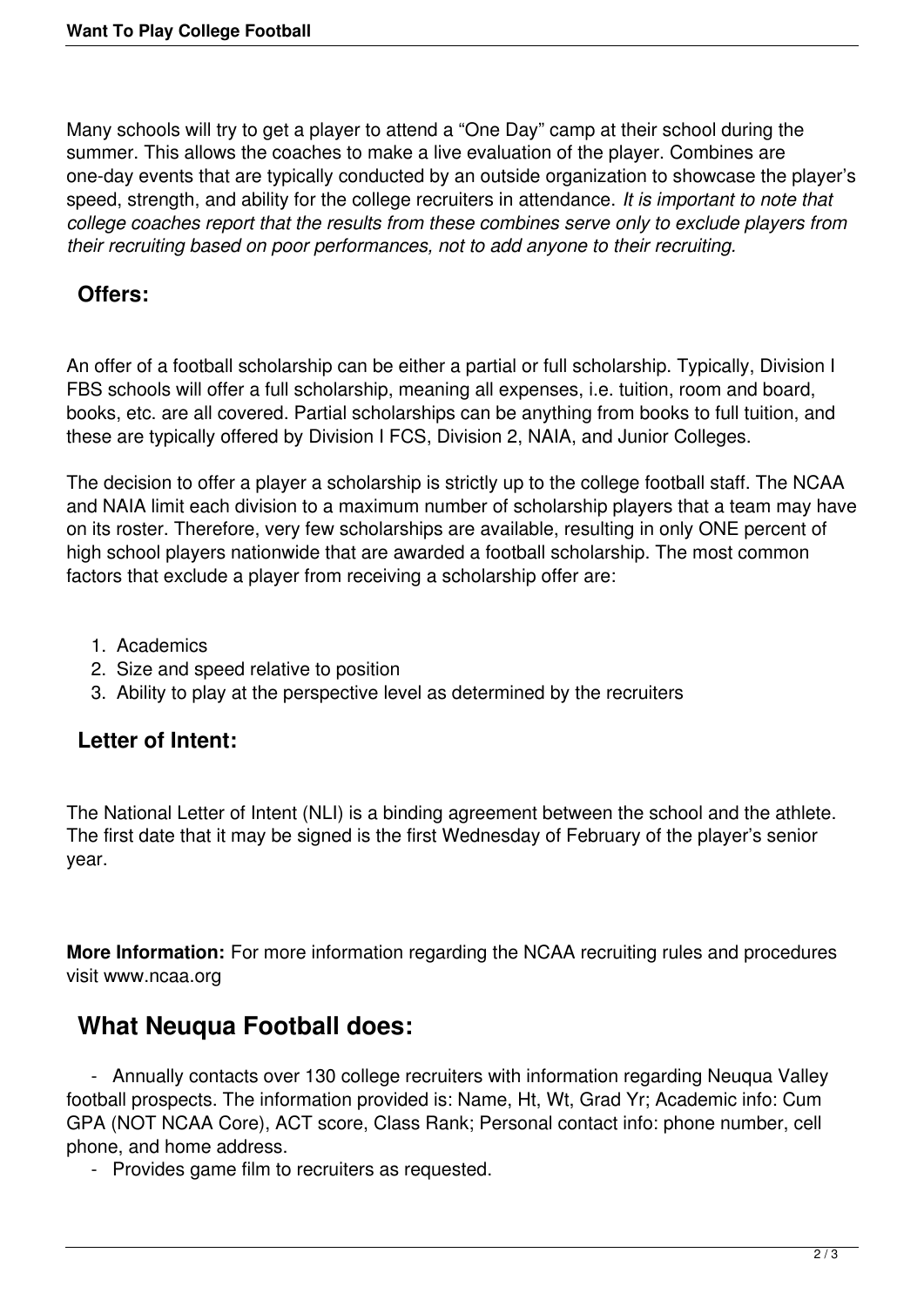Many schools will try to get a player to attend a “One Day” camp at their school during the summer. This allows the coaches to make a live evaluation of the player. Combines are one-day events that are typically conducted by an outside organization to showcase the player’s speed, strength, and ability for the college recruiters in attendance. *It is important to note that college coaches report that the results from these combines serve only to exclude players from their recruiting based on poor performances, not to add anyone to their recruiting.*

## Offers:

An offer of a football scholarship can be either a partial or full scholarship. Typically, Division I FBS schools will offer a full scholarship, meaning all expenses, i.e. tuition, room and board, books, etc. are all covered. Partial scholarships can be anything from books to full tuition, and these are typically offered by Division I FCS, Division 2, NAIA, and Junior Colleges.

The decision to offer a player a scholarship is strictly up to the college football staff. The NCAA and NAIA limit each division to a maximum number of scholarship players that a team may have on its roster. Therefore, very few scholarships are available, resulting in only ONE percent of high school players nationwide that are awarded a football scholarship. The most common factors that exclude a player from receiving a scholarship offer are:

1. Academics
2. Size and speed relative to position
3. Ability to play at the perspective level as determined by the recruiters

## Letter of Intent:

The National Letter of Intent (NLI) is a binding agreement between the school and the athlete. The first date that it may be signed is the first Wednesday of February of the player’s senior year.

**More Information:** For more information regarding the NCAA recruiting rules and procedures visit www.ncaa.org

# What Neuqua Football does:

- Annually contacts over 130 college recruiters with information regarding Neuqua Valley football prospects. The information provided is: Name, Ht, Wt, Grad Yr; Academic info: Cum GPA (NOT NCAA Core), ACT score, Class Rank; Personal contact info: phone number, cell phone, and home address.
- Provides game film to recruiters as requested.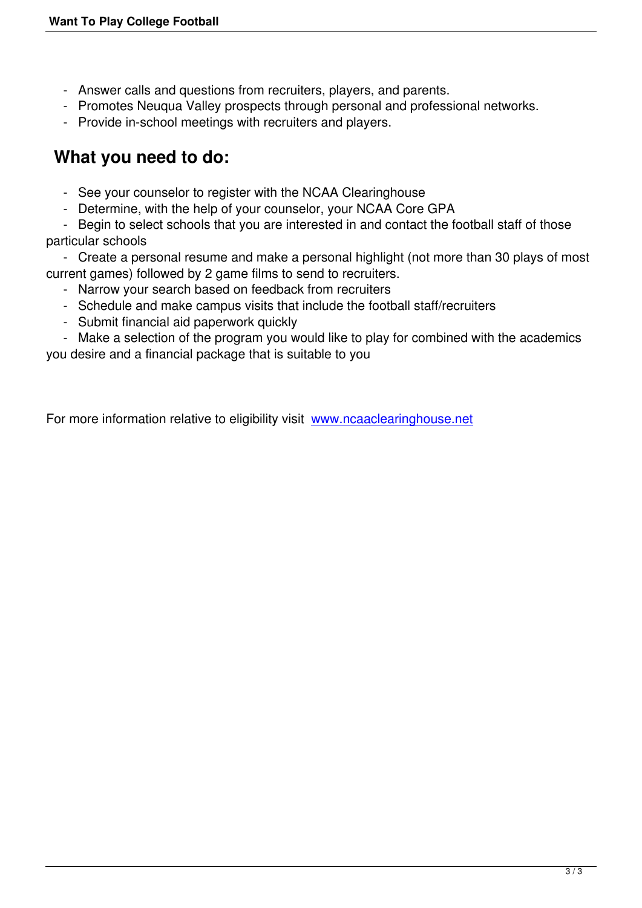- Answer calls and questions from recruiters, players, and parents.
- Promotes Neuqua Valley prospects through personal and professional networks.
- Provide in-school meetings with recruiters and players.

## What you need to do:

- See your counselor to register with the NCAA Clearinghouse
- Determine, with the help of your counselor, your NCAA Core GPA
- Begin to select schools that you are interested in and contact the football staff of those particular schools
- Create a personal resume and make a personal highlight (not more than 30 plays of most current games) followed by 2 game films to send to recruiters.
- Narrow your search based on feedback from recruiters
- Schedule and make campus visits that include the football staff/recruiters
- Submit financial aid paperwork quickly
- Make a selection of the program you would like to play for combined with the academics you desire and a financial package that is suitable to you

For more information relative to eligibility visit [www.ncaaclearinghouse.net](http://www.ncaaclearinghouse.net)